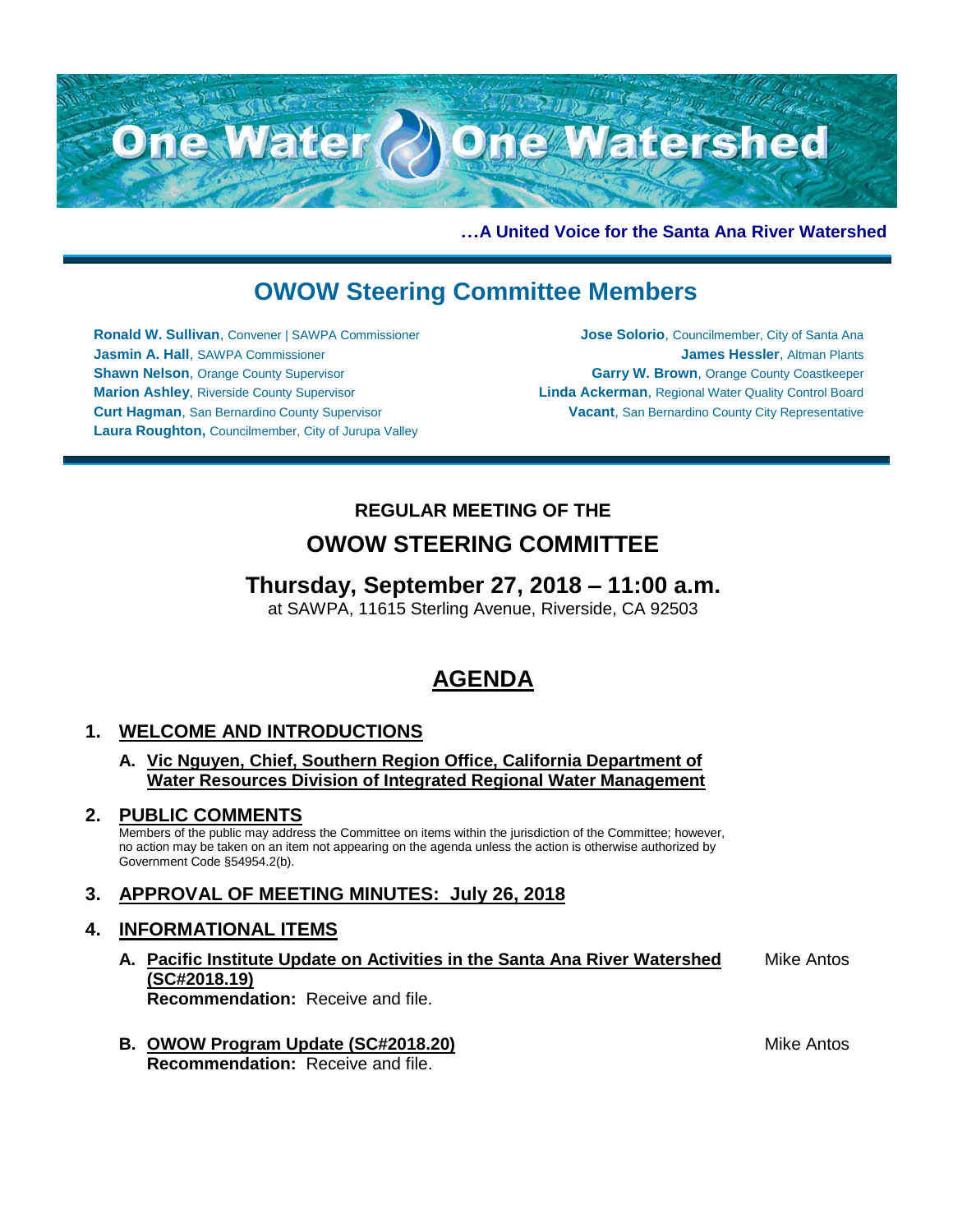# One Water One Watershed

**…A United Voice for the Santa Ana River Watershed**

## OWOW Steering Committee Members

**Ronald W. Sullivan**, Convener | SAWPA Commissioner
**Jasmin A. Hall**, SAWPA Commissioner
**Shawn Nelson**, Orange County Supervisor
**Marion Ashley**, Riverside County Supervisor
**Curt Hagman**, San Bernardino County Supervisor
**Laura Roughton,** Councilmember, City of Jurupa Valley
**Jose Solorio**, Councilmember, City of Santa Ana
**James Hessler**, Altman Plants
**Garry W. Brown**, Orange County Coastkeeper
**Linda Ackerman**, Regional Water Quality Control Board
**Vacant**, San Bernardino County City Representative

---

**REGULAR MEETING OF THE**

## OWOW STEERING COMMITTEE

### Thursday, September 27, 2018 – 11:00 a.m.

at SAWPA, 11615 Sterling Avenue, Riverside, CA 92503

# AGENDA

## 1. WELCOME AND INTRODUCTIONS

**A. Vic Nguyen, Chief, Southern Region Office, California Department of Water Resources Division of Integrated Regional Water Management**

## 2. PUBLIC COMMENTS

Members of the public may address the Committee on items within the jurisdiction of the Committee; however, no action may be taken on an item not appearing on the agenda unless the action is otherwise authorized by Government Code §54954.2(b).

## 3. APPROVAL OF MEETING MINUTES: July 26, 2018

## 4. INFORMATIONAL ITEMS

**A. Pacific Institute Update on Activities in the Santa Ana River Watershed (SC#2018.19)** — Mike Antos
**Recommendation:** Receive and file.

**B. OWOW Program Update (SC#2018.20)** — Mike Antos
**Recommendation:** Receive and file.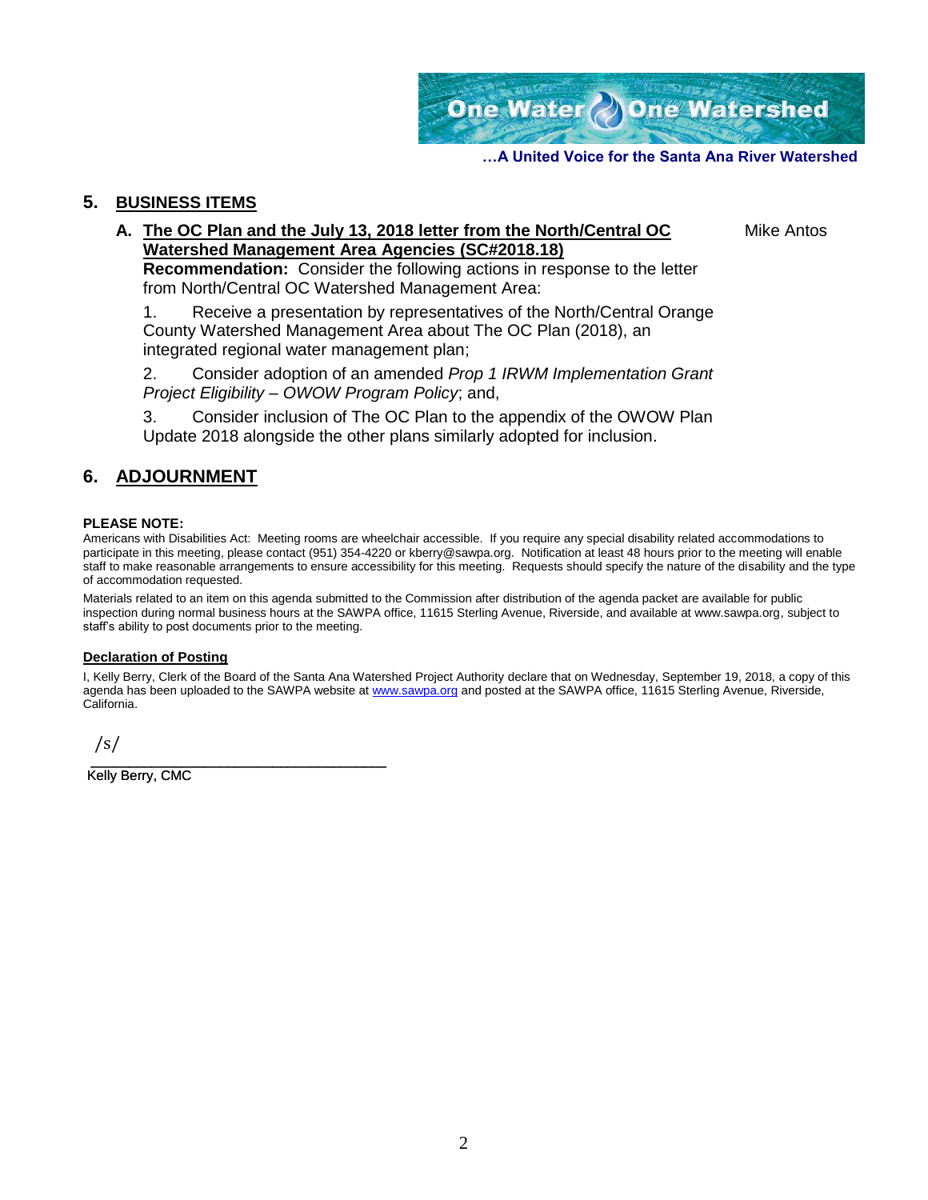**…A United Voice for the Santa Ana River Watershed**

## 5. BUSINESS ITEMS

**A. The OC Plan and the July 13, 2018 letter from the North/Central OC Watershed Management Area Agencies (SC#2018.18)** — Mike Antos

**Recommendation:** Consider the following actions in response to the letter from North/Central OC Watershed Management Area:

1. Receive a presentation by representatives of the North/Central Orange County Watershed Management Area about The OC Plan (2018), an integrated regional water management plan;

2. Consider adoption of an amended *Prop 1 IRWM Implementation Grant Project Eligibility – OWOW Program Policy*; and,

3. Consider inclusion of The OC Plan to the appendix of the OWOW Plan Update 2018 alongside the other plans similarly adopted for inclusion.

## 6. ADJOURNMENT

**PLEASE NOTE:**

Americans with Disabilities Act: Meeting rooms are wheelchair accessible. If you require any special disability related accommodations to participate in this meeting, please contact (951) 354-4220 or kberry@sawpa.org. Notification at least 48 hours prior to the meeting will enable staff to make reasonable arrangements to ensure accessibility for this meeting. Requests should specify the nature of the disability and the type of accommodation requested.

Materials related to an item on this agenda submitted to the Commission after distribution of the agenda packet are available for public inspection during normal business hours at the SAWPA office, 11615 Sterling Avenue, Riverside, and available at www.sawpa.org, subject to staff's ability to post documents prior to the meeting.

**Declaration of Posting**

I, Kelly Berry, Clerk of the Board of the Santa Ana Watershed Project Authority declare that on Wednesday, September 19, 2018, a copy of this agenda has been uploaded to the SAWPA website at www.sawpa.org and posted at the SAWPA office, 11615 Sterling Avenue, Riverside, California.

/s/

Kelly Berry, CMC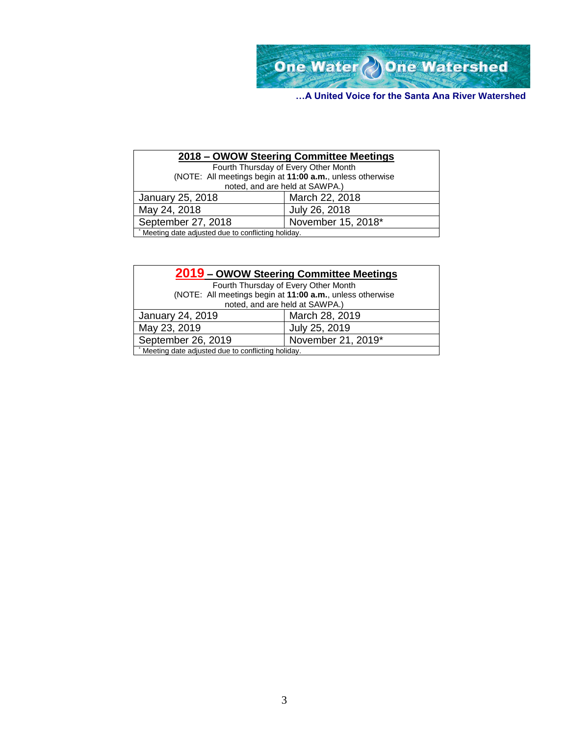One Water One Watershed

**…A United Voice for the Santa Ana River Watershed**

| **2018 – OWOW Steering Committee Meetings**<br>Fourth Thursday of Every Other Month<br>(NOTE: All meetings begin at **11:00 a.m.**, unless otherwise noted, and are held at SAWPA.) | |
|---|---|
| January 25, 2018 | March 22, 2018 |
| May 24, 2018 | July 26, 2018 |
| September 27, 2018 | November 15, 2018* |
| * Meeting date adjusted due to conflicting holiday. | |

| **2019 – OWOW Steering Committee Meetings**<br>Fourth Thursday of Every Other Month<br>(NOTE: All meetings begin at **11:00 a.m.**, unless otherwise noted, and are held at SAWPA.) | |
|---|---|
| January 24, 2019 | March 28, 2019 |
| May 23, 2019 | July 25, 2019 |
| September 26, 2019 | November 21, 2019* |
| * Meeting date adjusted due to conflicting holiday. | |